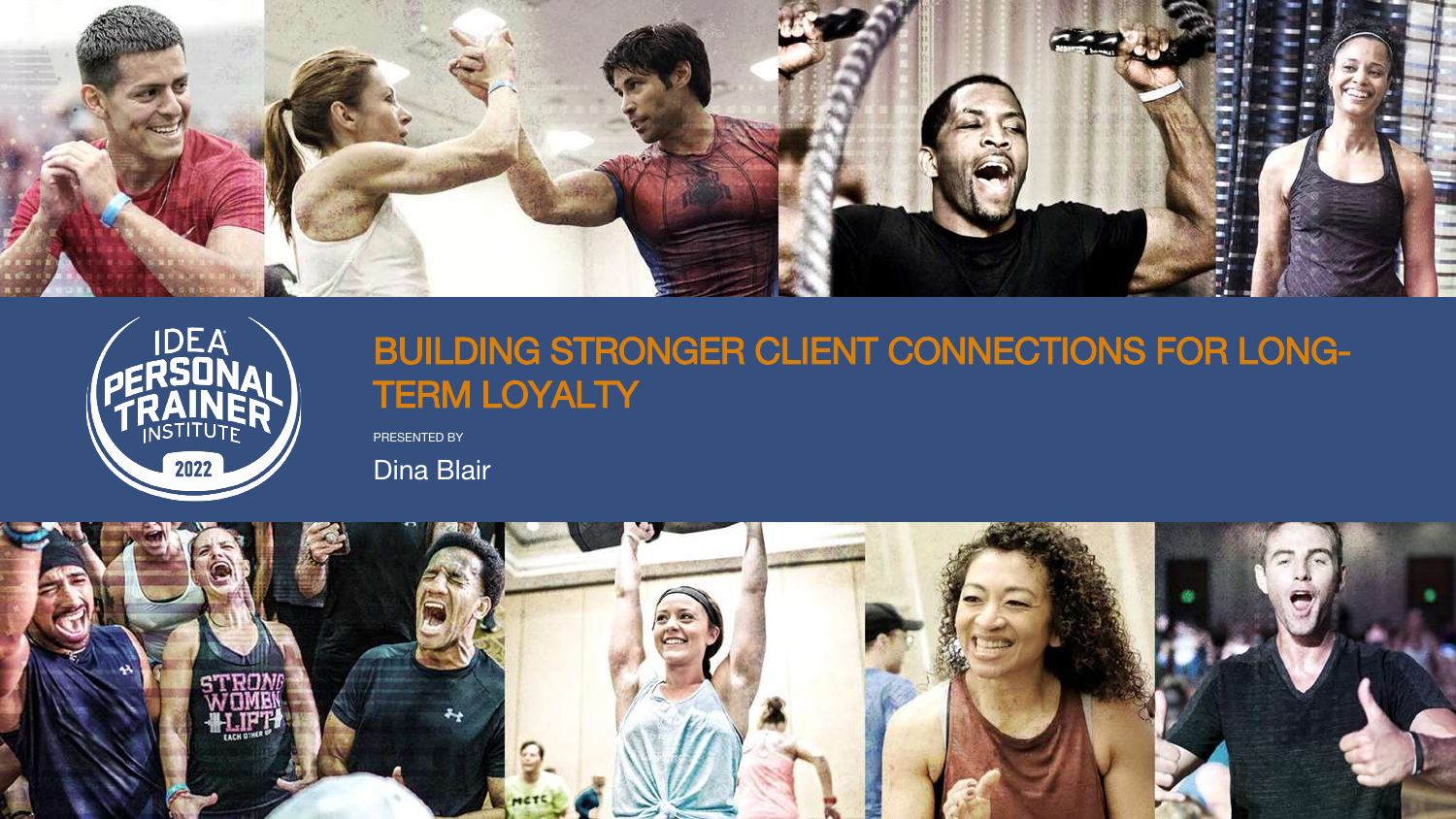IDEA PERSONAL TRAINER INSTITUTE 2022

# BUILDING STRONGER CLIENT CONNECTIONS FOR LONG-TERM LOYALTY

PRESENTED BY

Dina Blair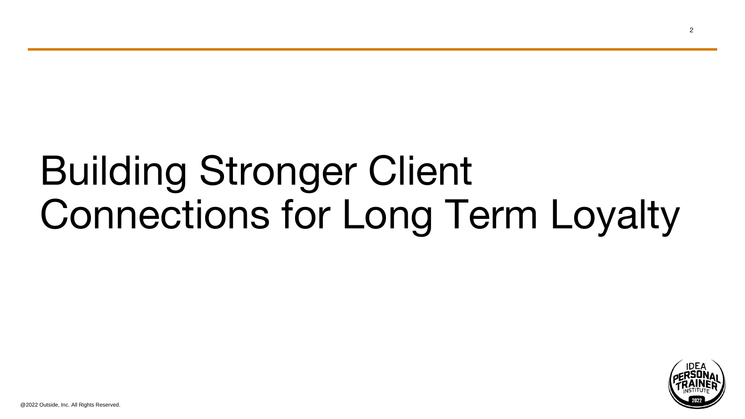# Building Stronger Client Connections for Long Term Loyalty

@2022 Outside, Inc. All Rights Reserved.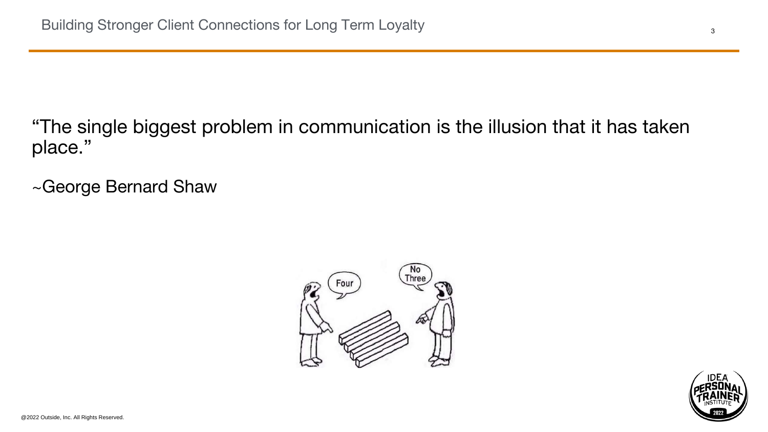"The single biggest problem in communication is the illusion that it has taken place."

~George Bernard Shaw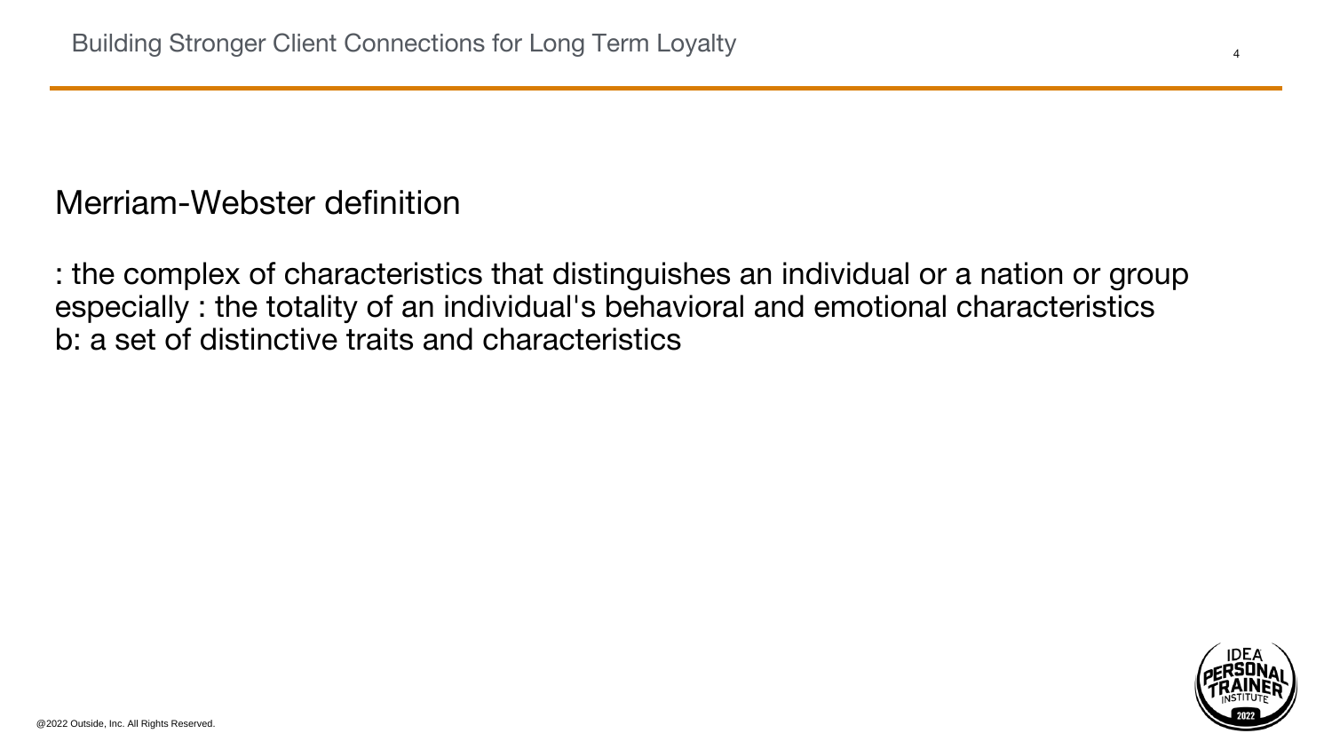Merriam-Webster definition

: the complex of characteristics that distinguishes an individual or a nation or group especially : the totality of an individual's behavioral and emotional characteristics
b: a set of distinctive traits and characteristics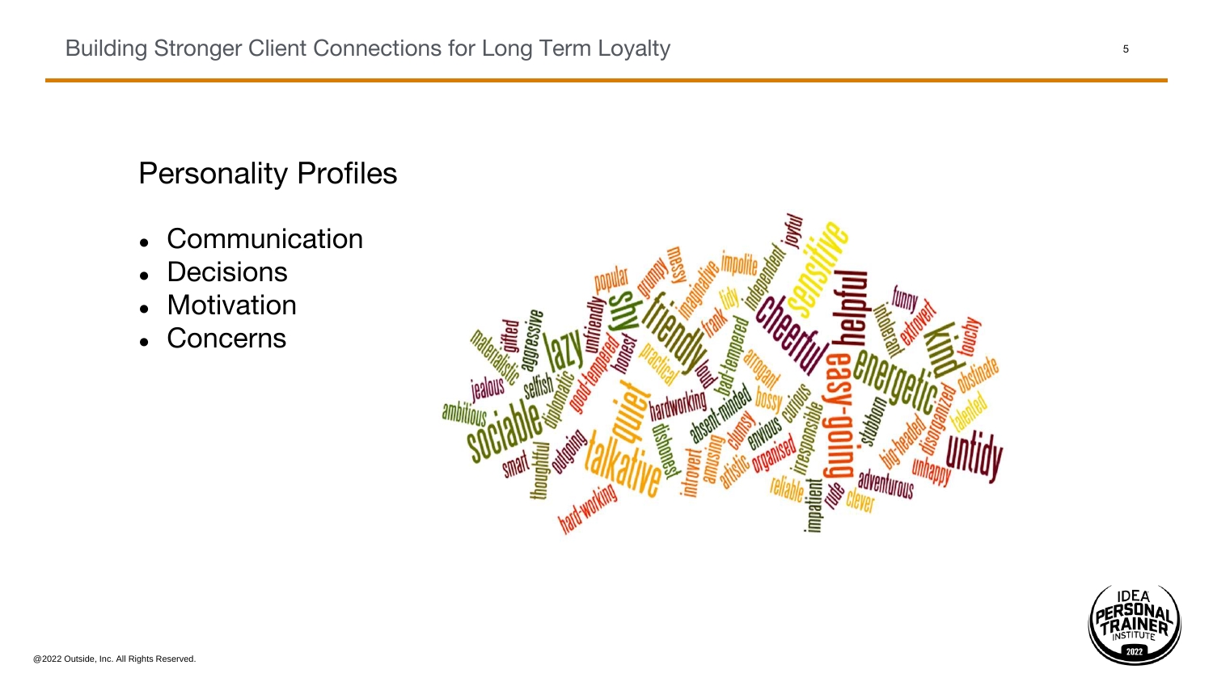## Personality Profiles

- Communication
- Decisions
- Motivation
- Concerns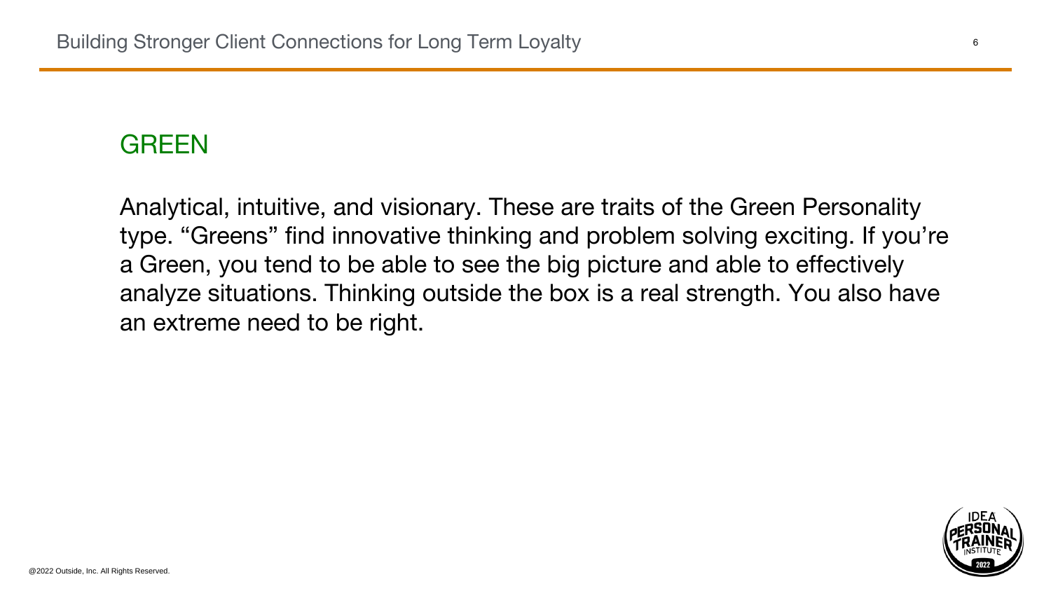## GREEN

Analytical, intuitive, and visionary. These are traits of the Green Personality type. “Greens” find innovative thinking and problem solving exciting. If you’re a Green, you tend to be able to see the big picture and able to effectively analyze situations. Thinking outside the box is a real strength. You also have an extreme need to be right.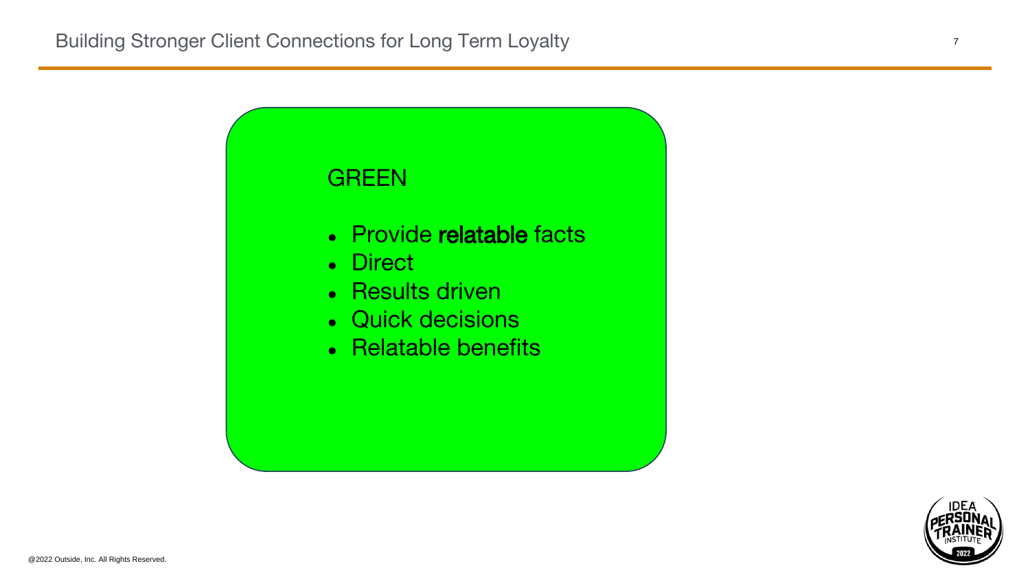# Building Stronger Client Connections for Long Term Loyalty

## GREEN

- Provide **relatable** facts
- Direct
- Results driven
- Quick decisions
- Relatable benefits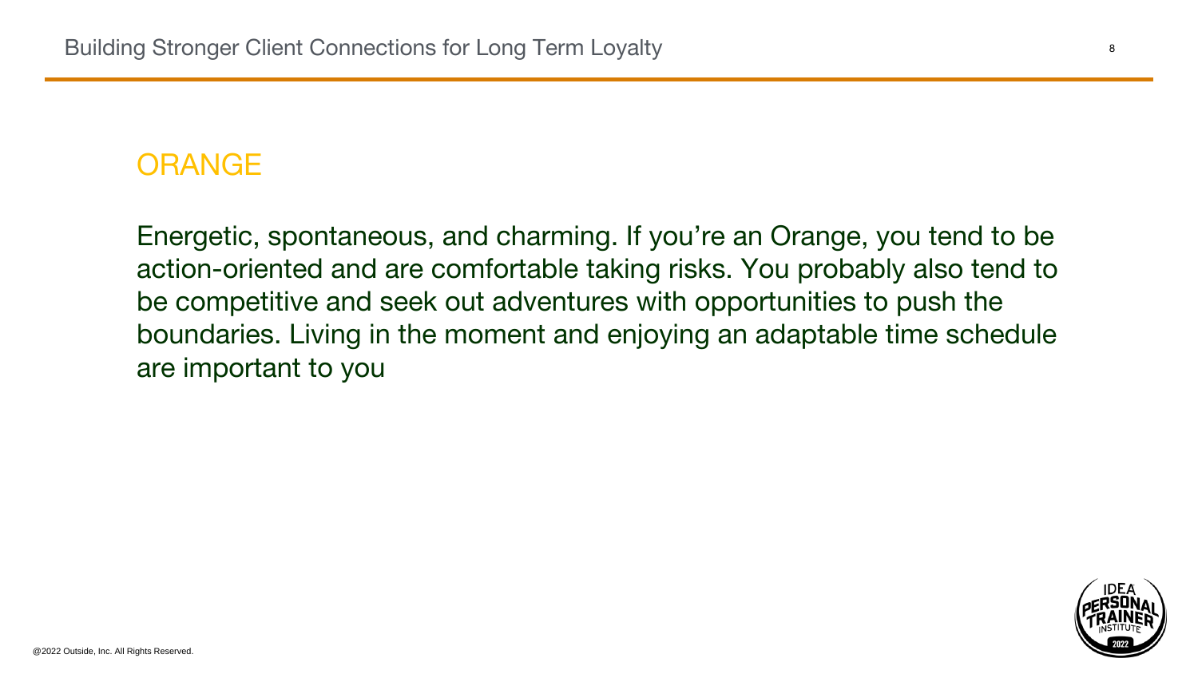## ORANGE

Energetic, spontaneous, and charming. If you're an Orange, you tend to be action-oriented and are comfortable taking risks. You probably also tend to be competitive and seek out adventures with opportunities to push the boundaries. Living in the moment and enjoying an adaptable time schedule are important to you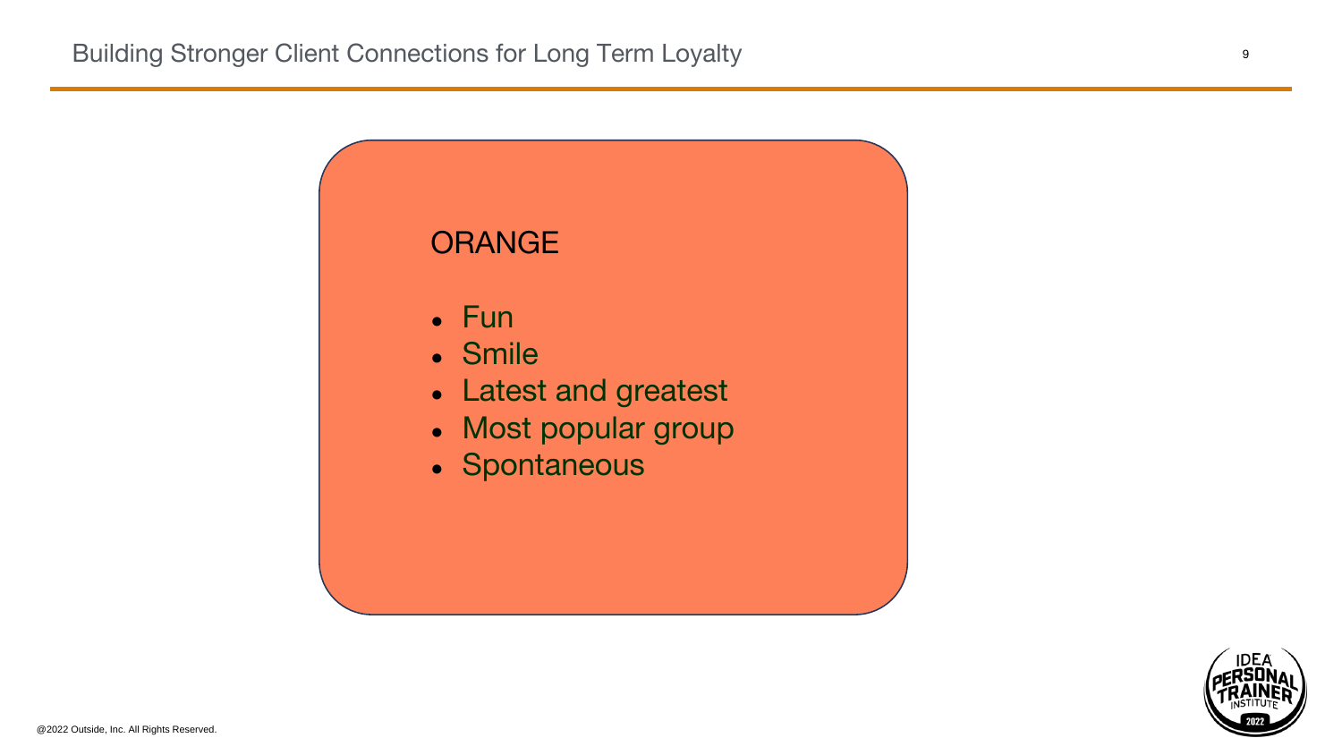## ORANGE

- Fun
- Smile
- Latest and greatest
- Most popular group
- Spontaneous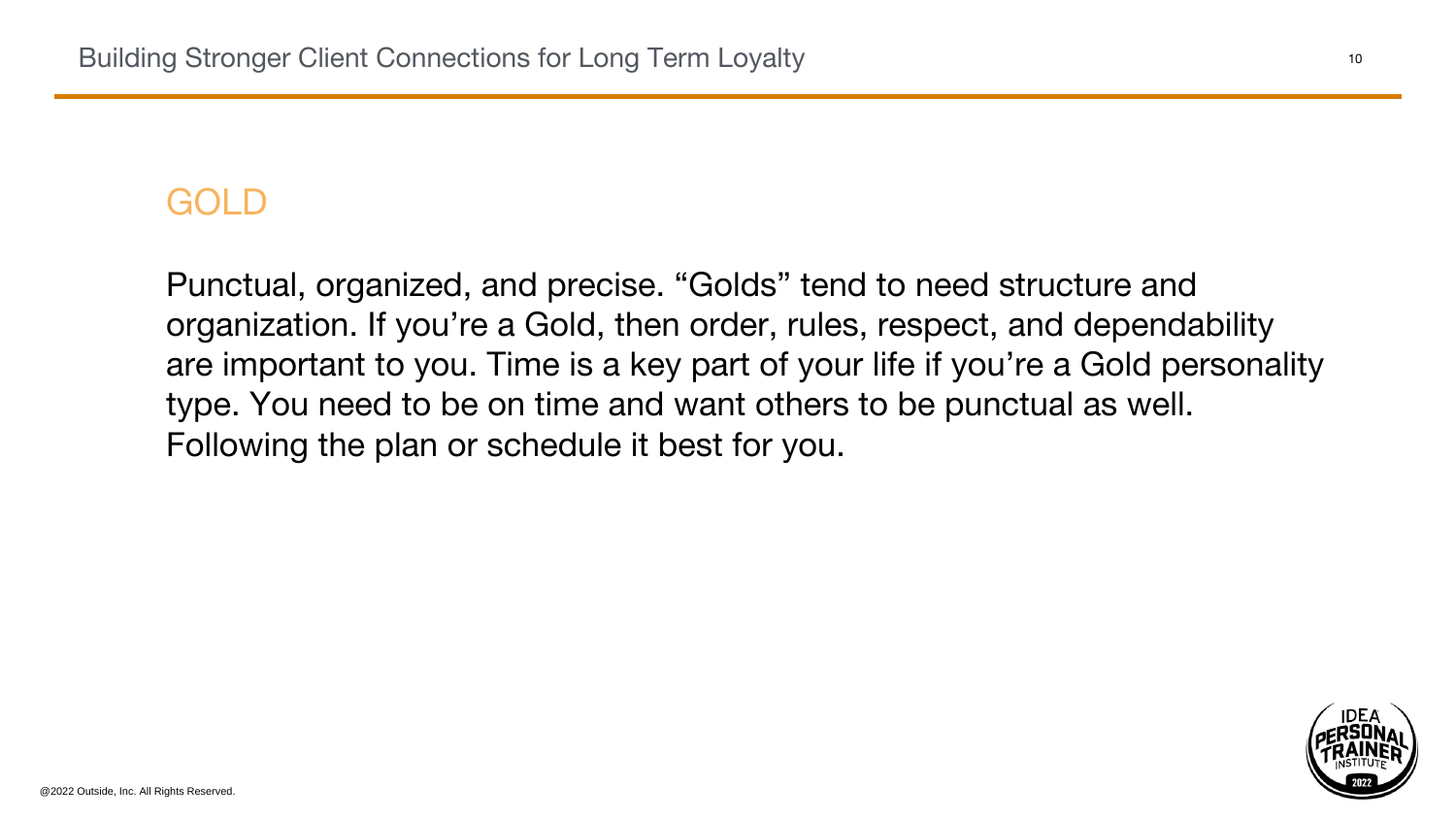## GOLD

Punctual, organized, and precise. “Golds” tend to need structure and organization. If you’re a Gold, then order, rules, respect, and dependability are important to you. Time is a key part of your life if you’re a Gold personality type. You need to be on time and want others to be punctual as well. Following the plan or schedule it best for you.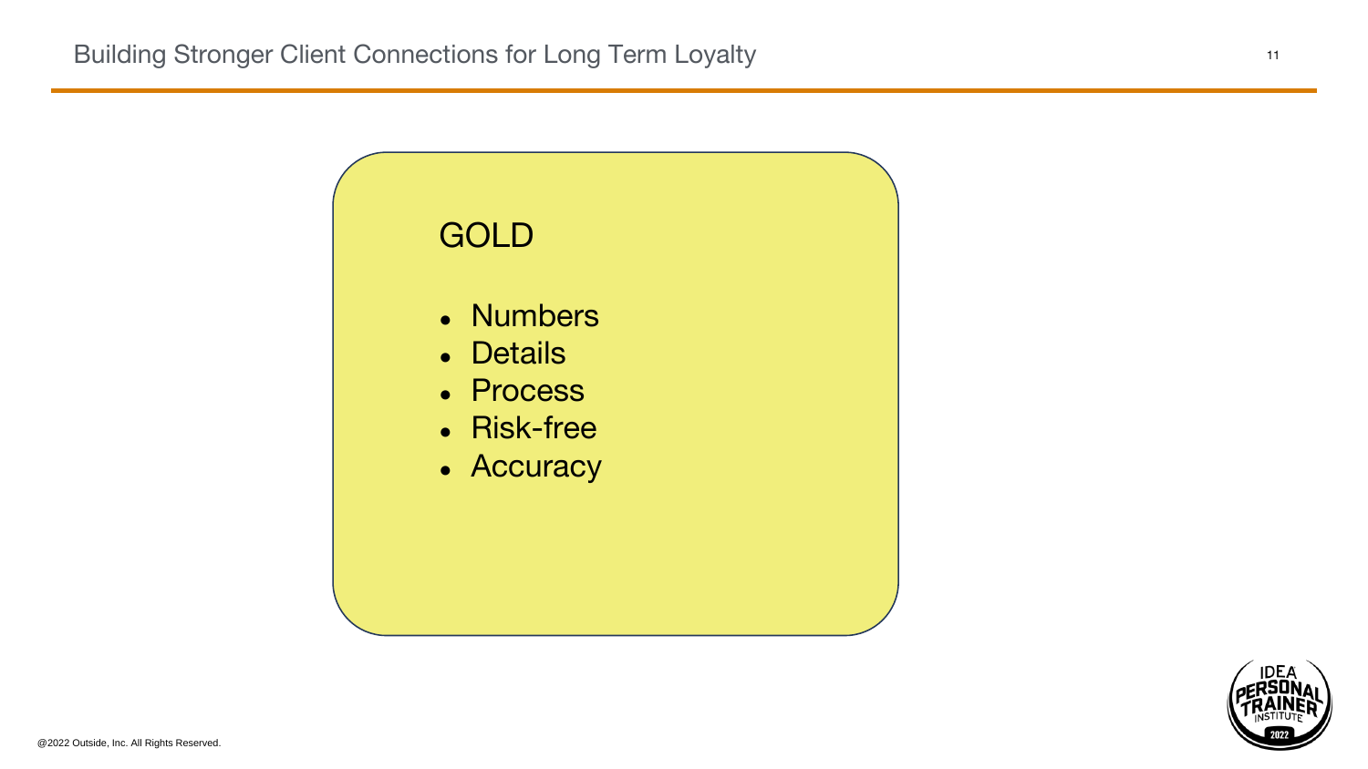## GOLD

- Numbers
- Details
- Process
- Risk-free
- Accuracy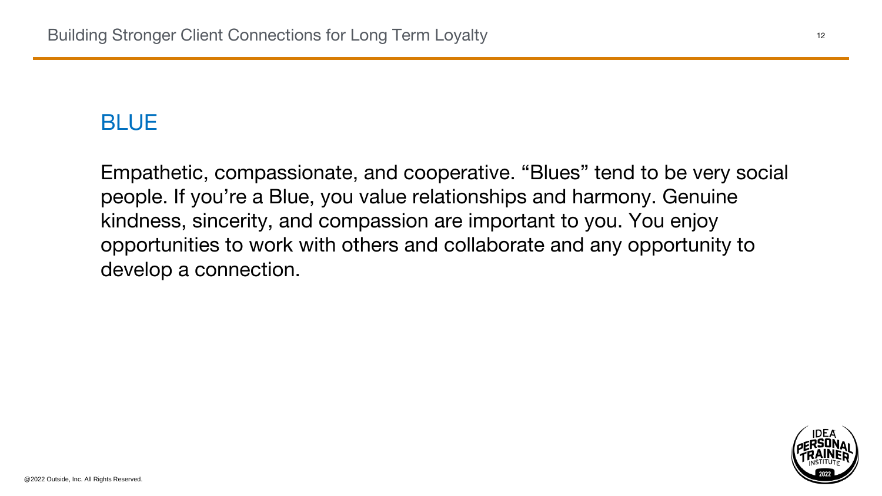## BLUE

Empathetic, compassionate, and cooperative. "Blues" tend to be very social people. If you're a Blue, you value relationships and harmony. Genuine kindness, sincerity, and compassion are important to you. You enjoy opportunities to work with others and collaborate and any opportunity to develop a connection.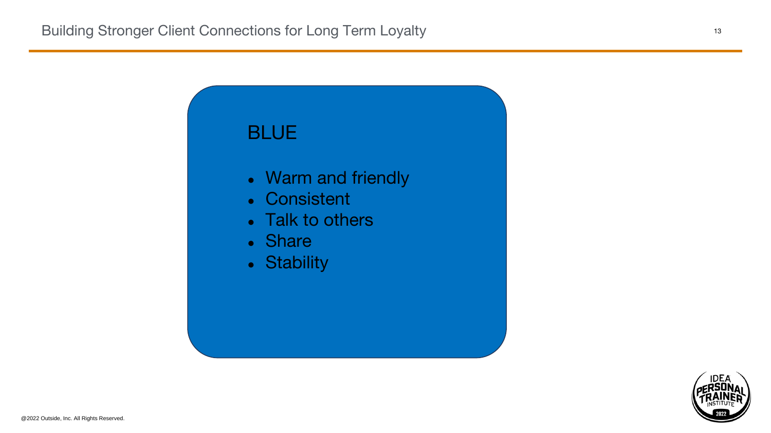# BLUE

- Warm and friendly
- Consistent
- Talk to others
- Share
- Stability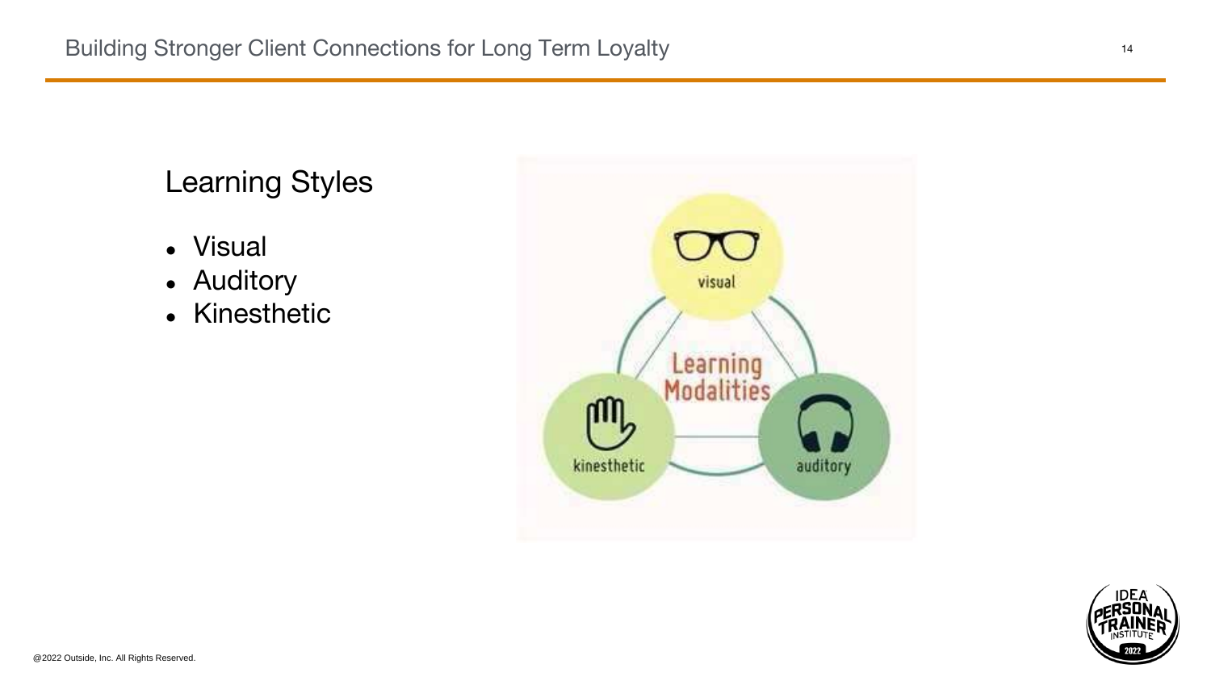## Learning Styles

- Visual
- Auditory
- Kinesthetic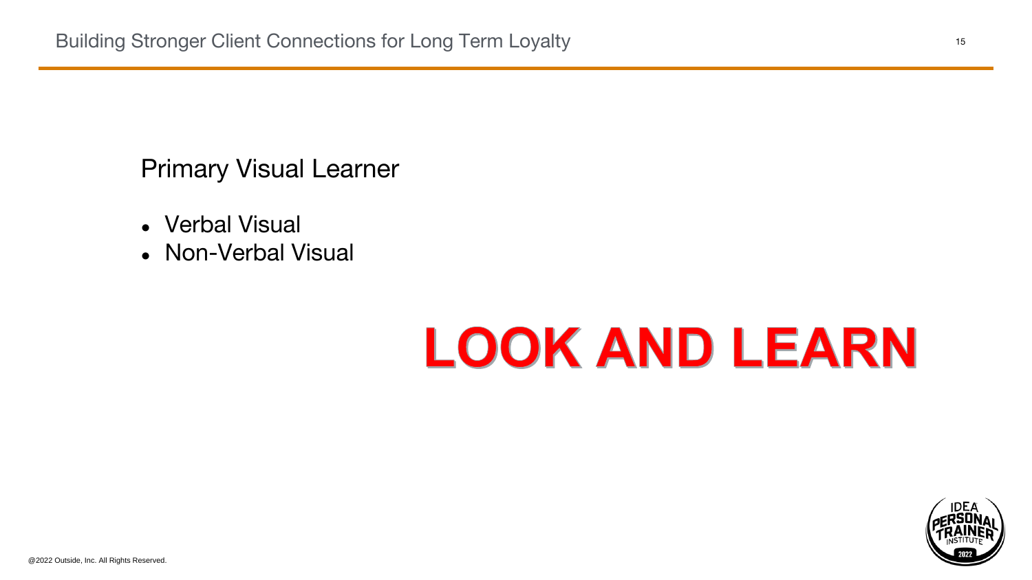Primary Visual Learner

- Verbal Visual
- Non-Verbal Visual

**LOOK AND LEARN**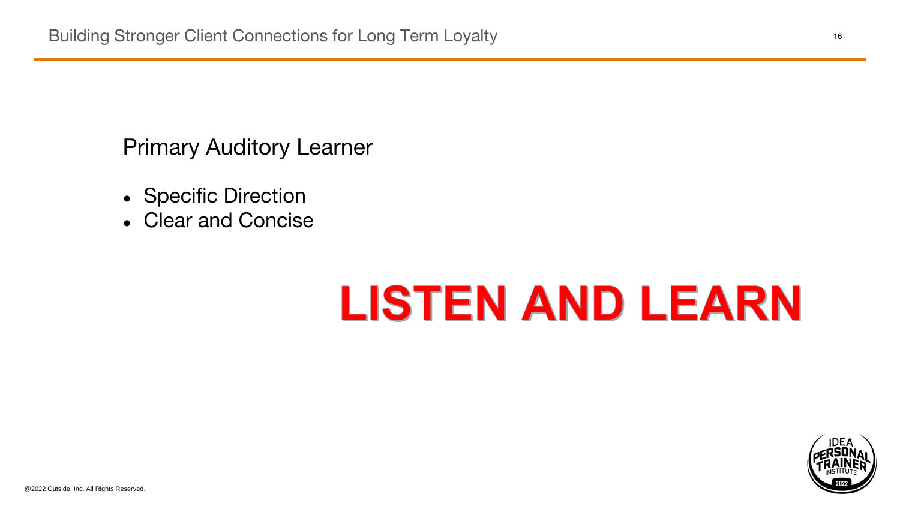Primary Auditory Learner

- Specific Direction
- Clear and Concise

**LISTEN AND LEARN**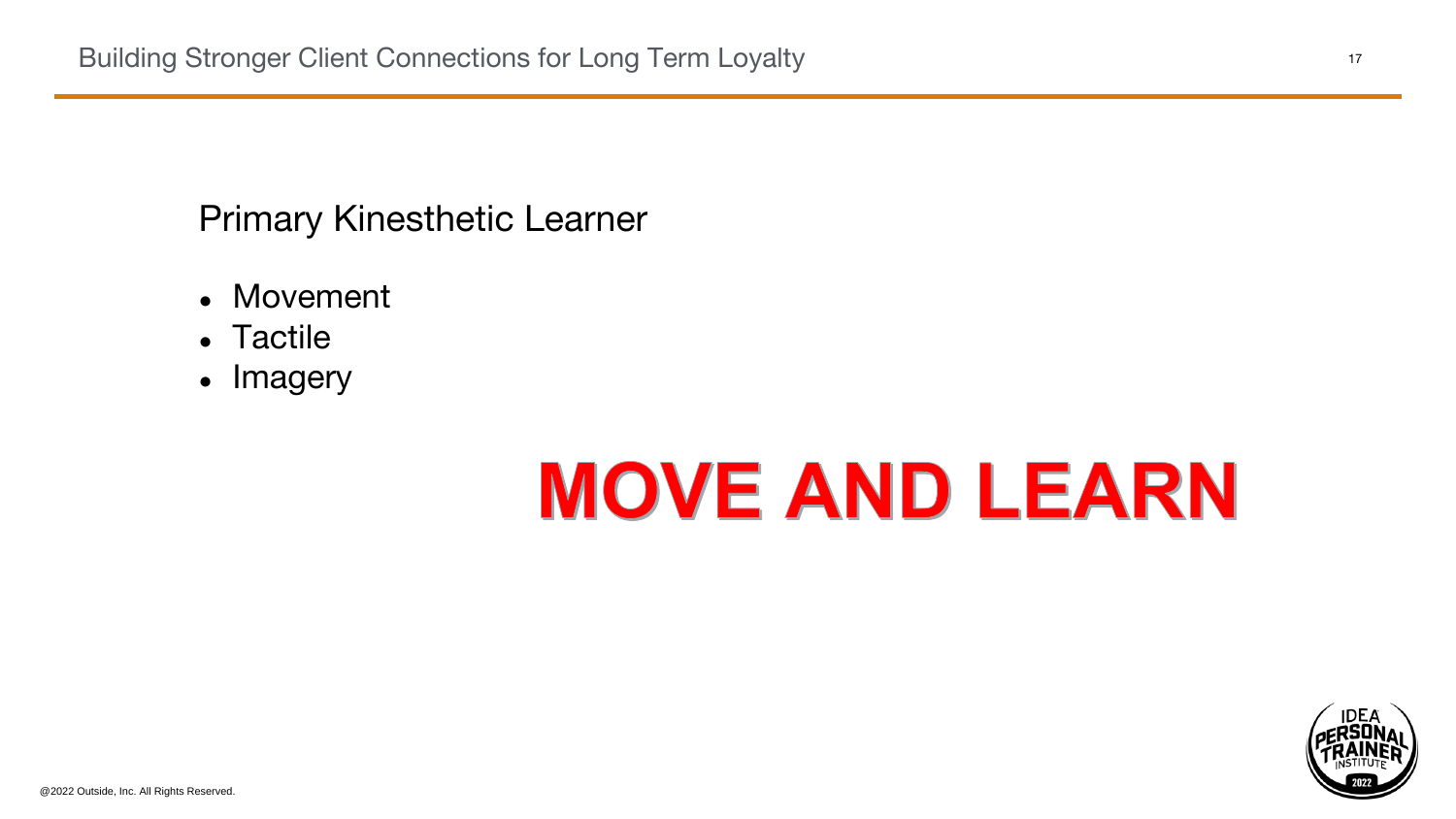## Primary Kinesthetic Learner

- Movement
- Tactile
- Imagery

**MOVE AND LEARN**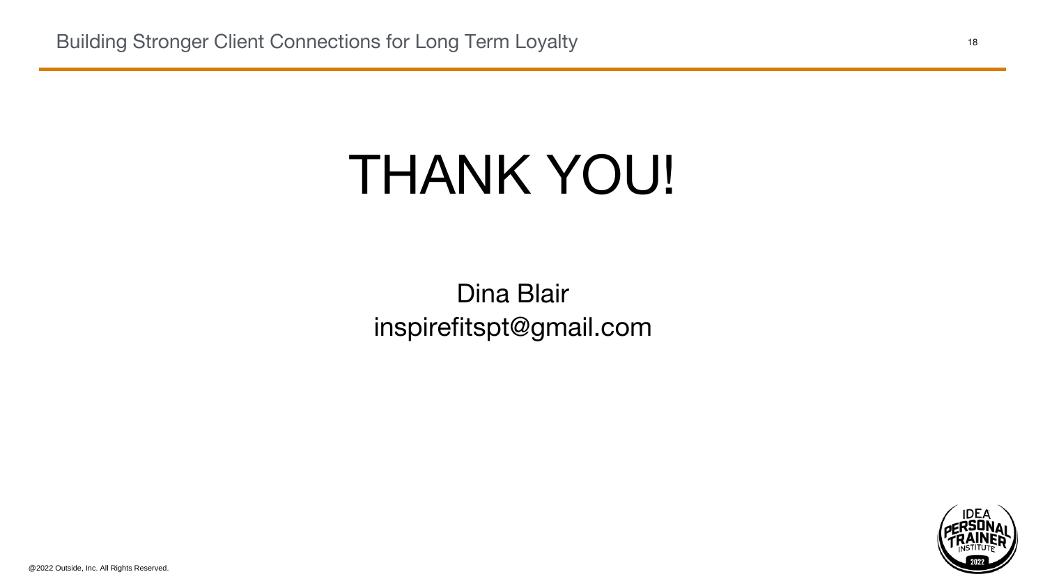# THANK YOU!

Dina Blair
inspirefitspt@gmail.com